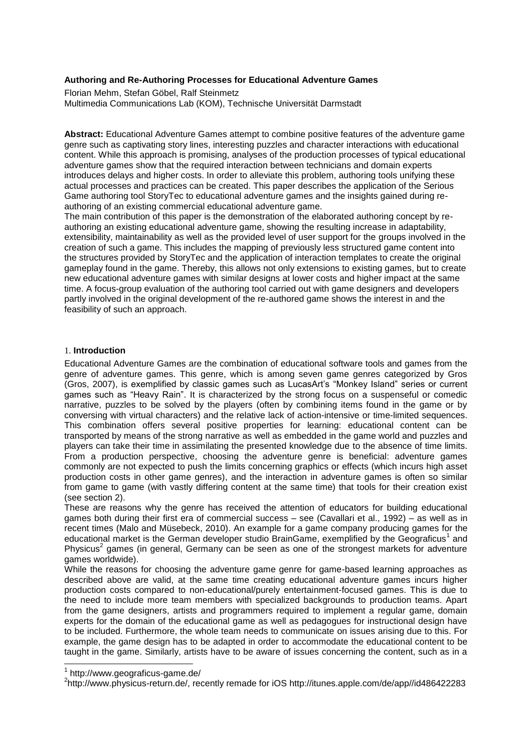## Authoring and Re-Authoring Processes for Educational Adventure Games

Florian Mehm, Stefan Göbel, Ralf Steinmetz
Multimedia Communications Lab (KOM), Technische Universität Darmstadt

**Abstract:** Educational Adventure Games attempt to combine positive features of the adventure game genre such as captivating story lines, interesting puzzles and character interactions with educational content. While this approach is promising, analyses of the production processes of typical educational adventure games show that the required interaction between technicians and domain experts introduces delays and higher costs. In order to alleviate this problem, authoring tools unifying these actual processes and practices can be created. This paper describes the application of the Serious Game authoring tool StoryTec to educational adventure games and the insights gained during re-authoring of an existing commercial educational adventure game.

The main contribution of this paper is the demonstration of the elaborated authoring concept by re-authoring an existing educational adventure game, showing the resulting increase in adaptability, extensibility, maintainability as well as the provided level of user support for the groups involved in the creation of such a game. This includes the mapping of previously less structured game content into the structures provided by StoryTec and the application of interaction templates to create the original gameplay found in the game. Thereby, this allows not only extensions to existing games, but to create new educational adventure games with similar designs at lower costs and higher impact at the same time. A focus-group evaluation of the authoring tool carried out with game designers and developers partly involved in the original development of the re-authored game shows the interest in and the feasibility of such an approach.

### 1. Introduction

Educational Adventure Games are the combination of educational software tools and games from the genre of adventure games. This genre, which is among seven game genres categorized by Gros (Gros, 2007), is exemplified by classic games such as LucasArt's "Monkey Island" series or current games such as "Heavy Rain". It is characterized by the strong focus on a suspenseful or comedic narrative, puzzles to be solved by the players (often by combining items found in the game or by conversing with virtual characters) and the relative lack of action-intensive or time-limited sequences. This combination offers several positive properties for learning: educational content can be transported by means of the strong narrative as well as embedded in the game world and puzzles and players can take their time in assimilating the presented knowledge due to the absence of time limits. From a production perspective, choosing the adventure genre is beneficial: adventure games commonly are not expected to push the limits concerning graphics or effects (which incurs high asset production costs in other game genres), and the interaction in adventure games is often so similar from game to game (with vastly differing content at the same time) that tools for their creation exist (see section 2).

These are reasons why the genre has received the attention of educators for building educational games both during their first era of commercial success – see (Cavallari et al., 1992) – as well as in recent times (Malo and Müsebeck, 2010). An example for a game company producing games for the educational market is the German developer studio BrainGame, exemplified by the Geograficus[1] and Physicus[2] games (in general, Germany can be seen as one of the strongest markets for adventure games worldwide).

While the reasons for choosing the adventure game genre for game-based learning approaches as described above are valid, at the same time creating educational adventure games incurs higher production costs compared to non-educational/purely entertainment-focused games. This is due to the need to include more team members with specialized backgrounds to production teams. Apart from the game designers, artists and programmers required to implement a regular game, domain experts for the domain of the educational game as well as pedagogues for instructional design have to be included. Furthermore, the whole team needs to communicate on issues arising due to this. For example, the game design has to be adapted in order to accommodate the educational content to be taught in the game. Similarly, artists have to be aware of issues concerning the content, such as in a

[1] http://www.geograficus-game.de/

[2] http://www.physicus-return.de/, recently remade for iOS http://itunes.apple.com/de/app//id486422283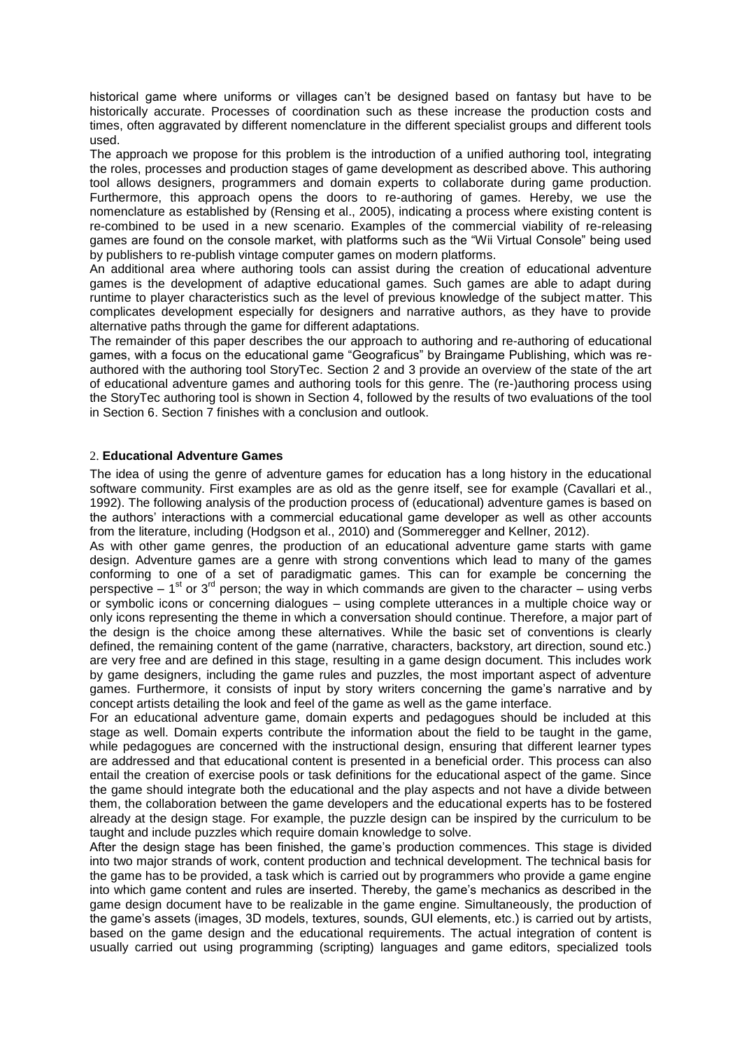historical game where uniforms or villages can't be designed based on fantasy but have to be historically accurate. Processes of coordination such as these increase the production costs and times, often aggravated by different nomenclature in the different specialist groups and different tools used.

The approach we propose for this problem is the introduction of a unified authoring tool, integrating the roles, processes and production stages of game development as described above. This authoring tool allows designers, programmers and domain experts to collaborate during game production. Furthermore, this approach opens the doors to re-authoring of games. Hereby, we use the nomenclature as established by (Rensing et al., 2005), indicating a process where existing content is re-combined to be used in a new scenario. Examples of the commercial viability of re-releasing games are found on the console market, with platforms such as the "Wii Virtual Console" being used by publishers to re-publish vintage computer games on modern platforms.

An additional area where authoring tools can assist during the creation of educational adventure games is the development of adaptive educational games. Such games are able to adapt during runtime to player characteristics such as the level of previous knowledge of the subject matter. This complicates development especially for designers and narrative authors, as they have to provide alternative paths through the game for different adaptations.

The remainder of this paper describes the our approach to authoring and re-authoring of educational games, with a focus on the educational game "Geograficus" by Braingame Publishing, which was re-authored with the authoring tool StoryTec. Section 2 and 3 provide an overview of the state of the art of educational adventure games and authoring tools for this genre. The (re-)authoring process using the StoryTec authoring tool is shown in Section 4, followed by the results of two evaluations of the tool in Section 6. Section 7 finishes with a conclusion and outlook.

## 2. **Educational Adventure Games**

The idea of using the genre of adventure games for education has a long history in the educational software community. First examples are as old as the genre itself, see for example (Cavallari et al., 1992). The following analysis of the production process of (educational) adventure games is based on the authors' interactions with a commercial educational game developer as well as other accounts from the literature, including (Hodgson et al., 2010) and (Sommeregger and Kellner, 2012).

As with other game genres, the production of an educational adventure game starts with game design. Adventure games are a genre with strong conventions which lead to many of the games conforming to one of a set of paradigmatic games. This can for example be concerning the perspective – 1st or 3rd person; the way in which commands are given to the character – using verbs or symbolic icons or concerning dialogues – using complete utterances in a multiple choice way or only icons representing the theme in which a conversation should continue. Therefore, a major part of the design is the choice among these alternatives. While the basic set of conventions is clearly defined, the remaining content of the game (narrative, characters, backstory, art direction, sound etc.) are very free and are defined in this stage, resulting in a game design document. This includes work by game designers, including the game rules and puzzles, the most important aspect of adventure games. Furthermore, it consists of input by story writers concerning the game's narrative and by concept artists detailing the look and feel of the game as well as the game interface.

For an educational adventure game, domain experts and pedagogues should be included at this stage as well. Domain experts contribute the information about the field to be taught in the game, while pedagogues are concerned with the instructional design, ensuring that different learner types are addressed and that educational content is presented in a beneficial order. This process can also entail the creation of exercise pools or task definitions for the educational aspect of the game. Since the game should integrate both the educational and the play aspects and not have a divide between them, the collaboration between the game developers and the educational experts has to be fostered already at the design stage. For example, the puzzle design can be inspired by the curriculum to be taught and include puzzles which require domain knowledge to solve.

After the design stage has been finished, the game's production commences. This stage is divided into two major strands of work, content production and technical development. The technical basis for the game has to be provided, a task which is carried out by programmers who provide a game engine into which game content and rules are inserted. Thereby, the game's mechanics as described in the game design document have to be realizable in the game engine. Simultaneously, the production of the game's assets (images, 3D models, textures, sounds, GUI elements, etc.) is carried out by artists, based on the game design and the educational requirements. The actual integration of content is usually carried out using programming (scripting) languages and game editors, specialized tools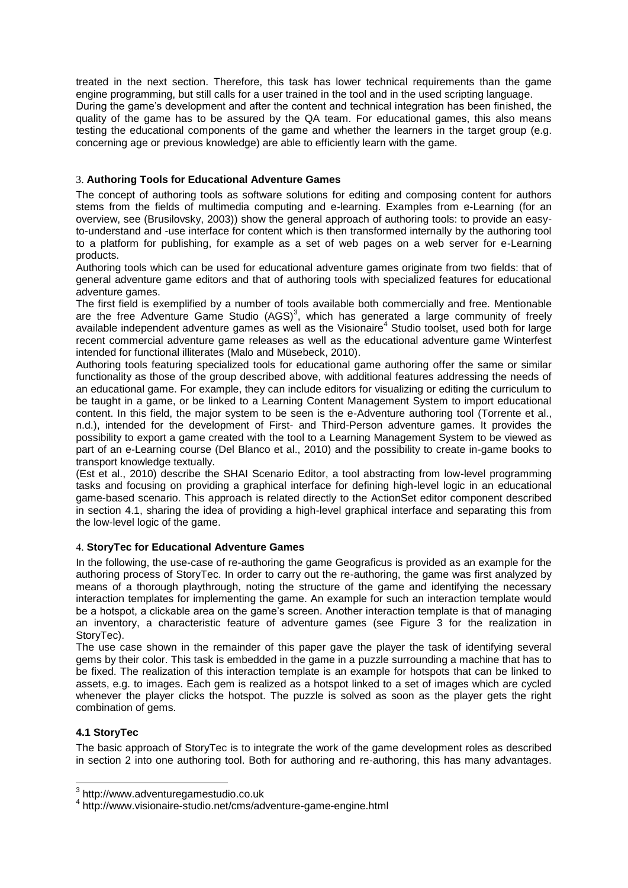treated in the next section. Therefore, this task has lower technical requirements than the game engine programming, but still calls for a user trained in the tool and in the used scripting language.
During the game's development and after the content and technical integration has been finished, the quality of the game has to be assured by the QA team. For educational games, this also means testing the educational components of the game and whether the learners in the target group (e.g. concerning age or previous knowledge) are able to efficiently learn with the game.

## 3. Authoring Tools for Educational Adventure Games

The concept of authoring tools as software solutions for editing and composing content for authors stems from the fields of multimedia computing and e-learning. Examples from e-Learning (for an overview, see (Brusilovsky, 2003)) show the general approach of authoring tools: to provide an easy-to-understand and -use interface for content which is then transformed internally by the authoring tool to a platform for publishing, for example as a set of web pages on a web server for e-Learning products.
Authoring tools which can be used for educational adventure games originate from two fields: that of general adventure game editors and that of authoring tools with specialized features for educational adventure games.
The first field is exemplified by a number of tools available both commercially and free. Mentionable are the free Adventure Game Studio (AGS)[3], which has generated a large community of freely available independent adventure games as well as the Visionaire[4] Studio toolset, used both for large recent commercial adventure game releases as well as the educational adventure game Winterfest intended for functional illiterates (Malo and Müsebeck, 2010).
Authoring tools featuring specialized tools for educational game authoring offer the same or similar functionality as those of the group described above, with additional features addressing the needs of an educational game. For example, they can include editors for visualizing or editing the curriculum to be taught in a game, or be linked to a Learning Content Management System to import educational content. In this field, the major system to be seen is the e-Adventure authoring tool (Torrente et al., n.d.), intended for the development of First- and Third-Person adventure games. It provides the possibility to export a game created with the tool to a Learning Management System to be viewed as part of an e-Learning course (Del Blanco et al., 2010) and the possibility to create in-game books to transport knowledge textually.
(Est et al., 2010) describe the SHAI Scenario Editor, a tool abstracting from low-level programming tasks and focusing on providing a graphical interface for defining high-level logic in an educational game-based scenario. This approach is related directly to the ActionSet editor component described in section 4.1, sharing the idea of providing a high-level graphical interface and separating this from the low-level logic of the game.

## 4. StoryTec for Educational Adventure Games

In the following, the use-case of re-authoring the game Geograficus is provided as an example for the authoring process of StoryTec. In order to carry out the re-authoring, the game was first analyzed by means of a thorough playthrough, noting the structure of the game and identifying the necessary interaction templates for implementing the game. An example for such an interaction template would be a hotspot, a clickable area on the game's screen. Another interaction template is that of managing an inventory, a characteristic feature of adventure games (see Figure 3 for the realization in StoryTec).
The use case shown in the remainder of this paper gave the player the task of identifying several gems by their color. This task is embedded in the game in a puzzle surrounding a machine that has to be fixed. The realization of this interaction template is an example for hotspots that can be linked to assets, e.g. to images. Each gem is realized as a hotspot linked to a set of images which are cycled whenever the player clicks the hotspot. The puzzle is solved as soon as the player gets the right combination of gems.

### 4.1 StoryTec

The basic approach of StoryTec is to integrate the work of the game development roles as described in section 2 into one authoring tool. Both for authoring and re-authoring, this has many advantages.

[3] http://www.adventuregamestudio.co.uk
[4] http://www.visionaire-studio.net/cms/adventure-game-engine.html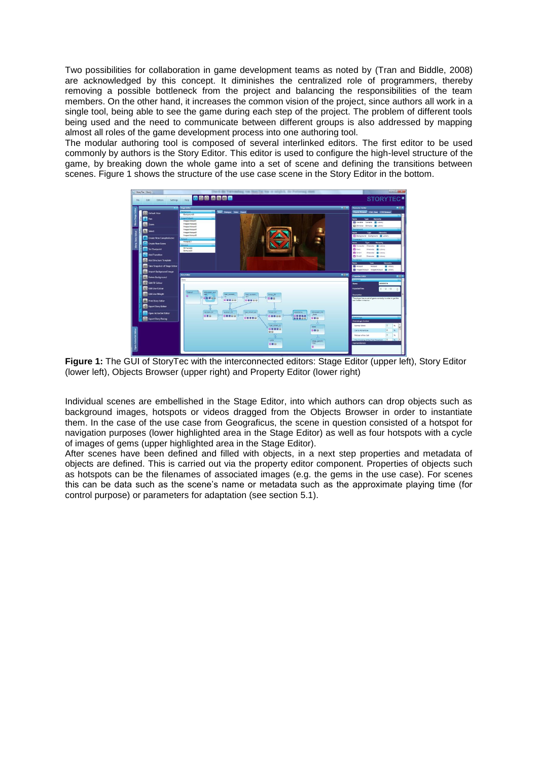Two possibilities for collaboration in game development teams as noted by (Tran and Biddle, 2008) are acknowledged by this concept. It diminishes the centralized role of programmers, thereby removing a possible bottleneck from the project and balancing the responsibilities of the team members. On the other hand, it increases the common vision of the project, since authors all work in a single tool, being able to see the game during each step of the project. The problem of different tools being used and the need to communicate between different groups is also addressed by mapping almost all roles of the game development process into one authoring tool.

The modular authoring tool is composed of several interlinked editors. The first editor to be used commonly by authors is the Story Editor. This editor is used to configure the high-level structure of the game, by breaking down the whole game into a set of scene and defining the transitions between scenes. Figure 1 shows the structure of the use case scene in the Story Editor in the bottom.

**Figure 1:** The GUI of StoryTec with the interconnected editors: Stage Editor (upper left), Story Editor (lower left), Objects Browser (upper right) and Property Editor (lower right)

Individual scenes are embellished in the Stage Editor, into which authors can drop objects such as background images, hotspots or videos dragged from the Objects Browser in order to instantiate them. In the case of the use case from Geograficus, the scene in question consisted of a hotspot for navigation purposes (lower highlighted area in the Stage Editor) as well as four hotspots with a cycle of images of gems (upper highlighted area in the Stage Editor).

After scenes have been defined and filled with objects, in a next step properties and metadata of objects are defined. This is carried out via the property editor component. Properties of objects such as hotspots can be the filenames of associated images (e.g. the gems in the use case). For scenes this can be data such as the scene's name or metadata such as the approximate playing time (for control purpose) or parameters for adaptation (see section 5.1).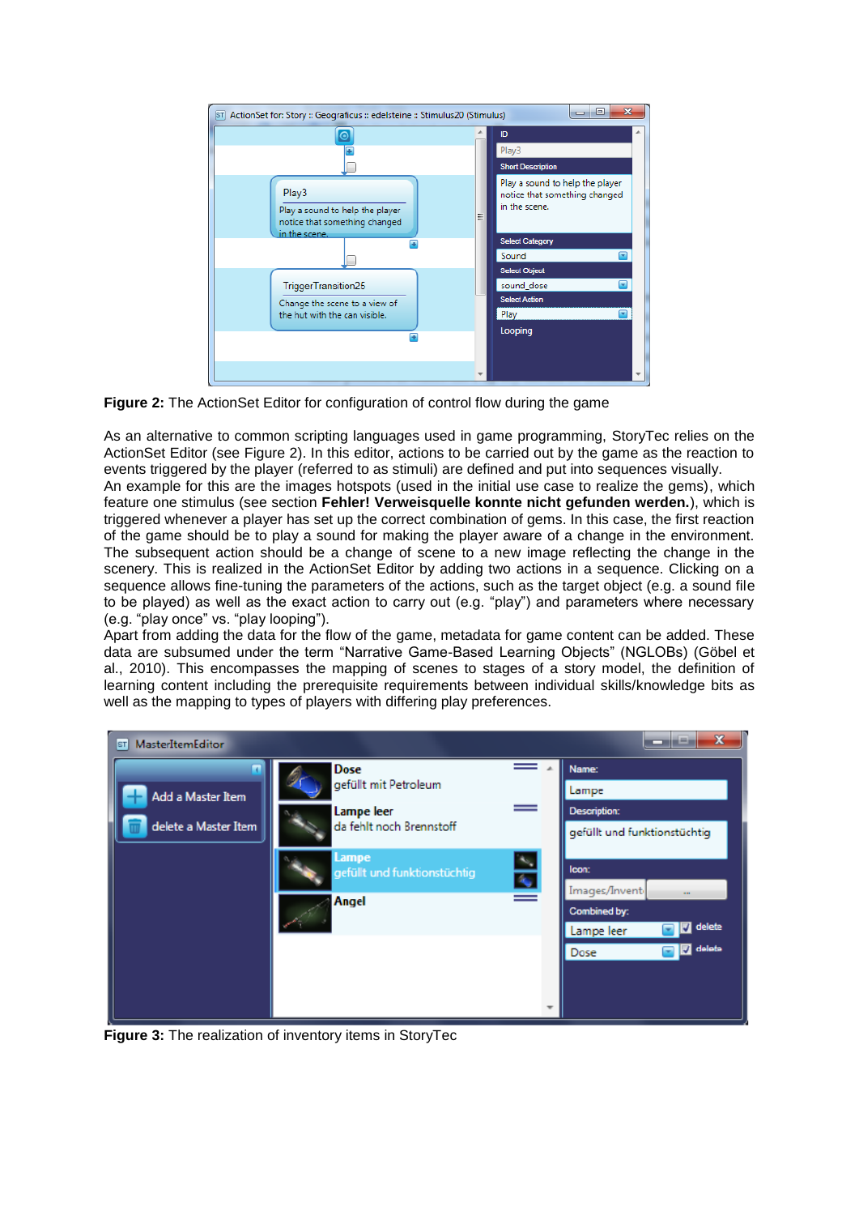**Figure 2:** The ActionSet Editor for configuration of control flow during the game

As an alternative to common scripting languages used in game programming, StoryTec relies on the ActionSet Editor (see Figure 2). In this editor, actions to be carried out by the game as the reaction to events triggered by the player (referred to as stimuli) are defined and put into sequences visually.
An example for this are the images hotspots (used in the initial use case to realize the gems), which feature one stimulus (see section **Fehler! Verweisquelle konnte nicht gefunden werden.**), which is triggered whenever a player has set up the correct combination of gems. In this case, the first reaction of the game should be to play a sound for making the player aware of a change in the environment. The subsequent action should be a change of scene to a new image reflecting the change in the scenery. This is realized in the ActionSet Editor by adding two actions in a sequence. Clicking on a sequence allows fine-tuning the parameters of the actions, such as the target object (e.g. a sound file to be played) as well as the exact action to carry out (e.g. "play") and parameters where necessary (e.g. "play once" vs. "play looping").
Apart from adding the data for the flow of the game, metadata for game content can be added. These data are subsumed under the term "Narrative Game-Based Learning Objects" (NGLOBs) (Göbel et al., 2010). This encompasses the mapping of scenes to stages of a story model, the definition of learning content including the prerequisite requirements between individual skills/knowledge bits as well as the mapping to types of players with differing play preferences.

**Figure 3:** The realization of inventory items in StoryTec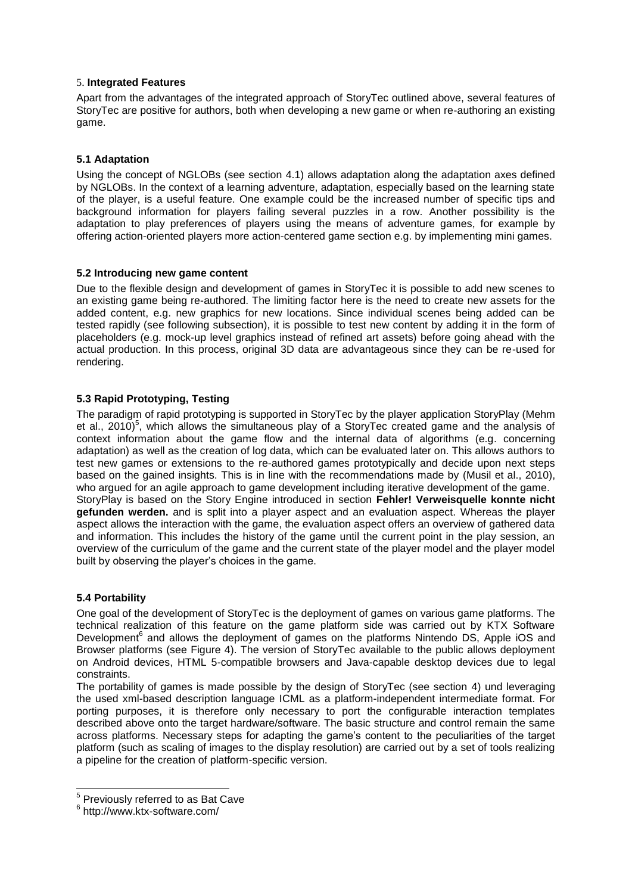## 5. Integrated Features

Apart from the advantages of the integrated approach of StoryTec outlined above, several features of StoryTec are positive for authors, both when developing a new game or when re-authoring an existing game.

### 5.1 Adaptation

Using the concept of NGLOBs (see section 4.1) allows adaptation along the adaptation axes defined by NGLOBs. In the context of a learning adventure, adaptation, especially based on the learning state of the player, is a useful feature. One example could be the increased number of specific tips and background information for players failing several puzzles in a row. Another possibility is the adaptation to play preferences of players using the means of adventure games, for example by offering action-oriented players more action-centered game section e.g. by implementing mini games.

### 5.2 Introducing new game content

Due to the flexible design and development of games in StoryTec it is possible to add new scenes to an existing game being re-authored. The limiting factor here is the need to create new assets for the added content, e.g. new graphics for new locations. Since individual scenes being added can be tested rapidly (see following subsection), it is possible to test new content by adding it in the form of placeholders (e.g. mock-up level graphics instead of refined art assets) before going ahead with the actual production. In this process, original 3D data are advantageous since they can be re-used for rendering.

### 5.3 Rapid Prototyping, Testing

The paradigm of rapid prototyping is supported in StoryTec by the player application StoryPlay (Mehm et al., 2010)[5], which allows the simultaneous play of a StoryTec created game and the analysis of context information about the game flow and the internal data of algorithms (e.g. concerning adaptation) as well as the creation of log data, which can be evaluated later on. This allows authors to test new games or extensions to the re-authored games prototypically and decide upon next steps based on the gained insights. This is in line with the recommendations made by (Musil et al., 2010), who argued for an agile approach to game development including iterative development of the game.
StoryPlay is based on the Story Engine introduced in section **Fehler! Verweisquelle konnte nicht gefunden werden.** and is split into a player aspect and an evaluation aspect. Whereas the player aspect allows the interaction with the game, the evaluation aspect offers an overview of gathered data and information. This includes the history of the game until the current point in the play session, an overview of the curriculum of the game and the current state of the player model and the player model built by observing the player's choices in the game.

### 5.4 Portability

One goal of the development of StoryTec is the deployment of games on various game platforms. The technical realization of this feature on the game platform side was carried out by KTX Software Development[6] and allows the deployment of games on the platforms Nintendo DS, Apple iOS and Browser platforms (see Figure 4). The version of StoryTec available to the public allows deployment on Android devices, HTML 5-compatible browsers and Java-capable desktop devices due to legal constraints.
The portability of games is made possible by the design of StoryTec (see section 4) und leveraging the used xml-based description language ICML as a platform-independent intermediate format. For porting purposes, it is therefore only necessary to port the configurable interaction templates described above onto the target hardware/software. The basic structure and control remain the same across platforms. Necessary steps for adapting the game's content to the peculiarities of the target platform (such as scaling of images to the display resolution) are carried out by a set of tools realizing a pipeline for the creation of platform-specific version.

[5] Previously referred to as Bat Cave

[6] http://www.ktx-software.com/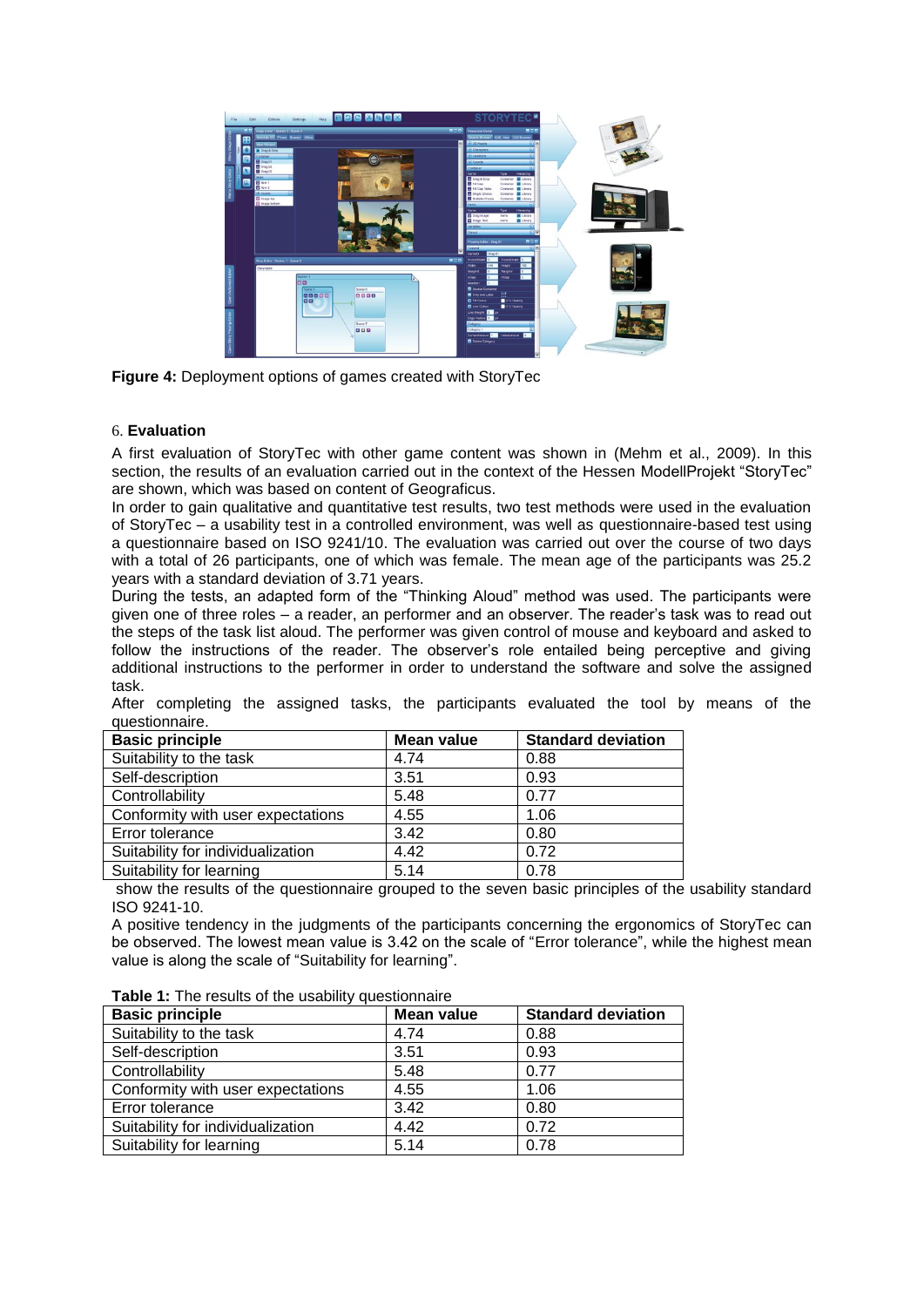**Figure 4:** Deployment options of games created with StoryTec

## 6. Evaluation

A first evaluation of StoryTec with other game content was shown in (Mehm et al., 2009). In this section, the results of an evaluation carried out in the context of the Hessen ModellProjekt "StoryTec" are shown, which was based on content of Geograficus.

In order to gain qualitative and quantitative test results, two test methods were used in the evaluation of StoryTec – a usability test in a controlled environment, was well as questionnaire-based test using a questionnaire based on ISO 9241/10. The evaluation was carried out over the course of two days with a total of 26 participants, one of which was female. The mean age of the participants was 25.2 years with a standard deviation of 3.71 years.

During the tests, an adapted form of the "Thinking Aloud" method was used. The participants were given one of three roles – a reader, an performer and an observer. The reader's task was to read out the steps of the task list aloud. The performer was given control of mouse and keyboard and asked to follow the instructions of the reader. The observer's role entailed being perceptive and giving additional instructions to the performer in order to understand the software and solve the assigned task.

After completing the assigned tasks, the participants evaluated the tool by means of the questionnaire.

| Basic principle | Mean value | Standard deviation |
|---|---|---|
| Suitability to the task | 4.74 | 0.88 |
| Self-description | 3.51 | 0.93 |
| Controllability | 5.48 | 0.77 |
| Conformity with user expectations | 4.55 | 1.06 |
| Error tolerance | 3.42 | 0.80 |
| Suitability for individualization | 4.42 | 0.72 |
| Suitability for learning | 5.14 | 0.78 |

show the results of the questionnaire grouped to the seven basic principles of the usability standard ISO 9241-10.

A positive tendency in the judgments of the participants concerning the ergonomics of StoryTec can be observed. The lowest mean value is 3.42 on the scale of "Error tolerance", while the highest mean value is along the scale of "Suitability for learning".

**Table 1:** The results of the usability questionnaire

| Basic principle | Mean value | Standard deviation |
|---|---|---|
| Suitability to the task | 4.74 | 0.88 |
| Self-description | 3.51 | 0.93 |
| Controllability | 5.48 | 0.77 |
| Conformity with user expectations | 4.55 | 1.06 |
| Error tolerance | 3.42 | 0.80 |
| Suitability for individualization | 4.42 | 0.72 |
| Suitability for learning | 5.14 | 0.78 |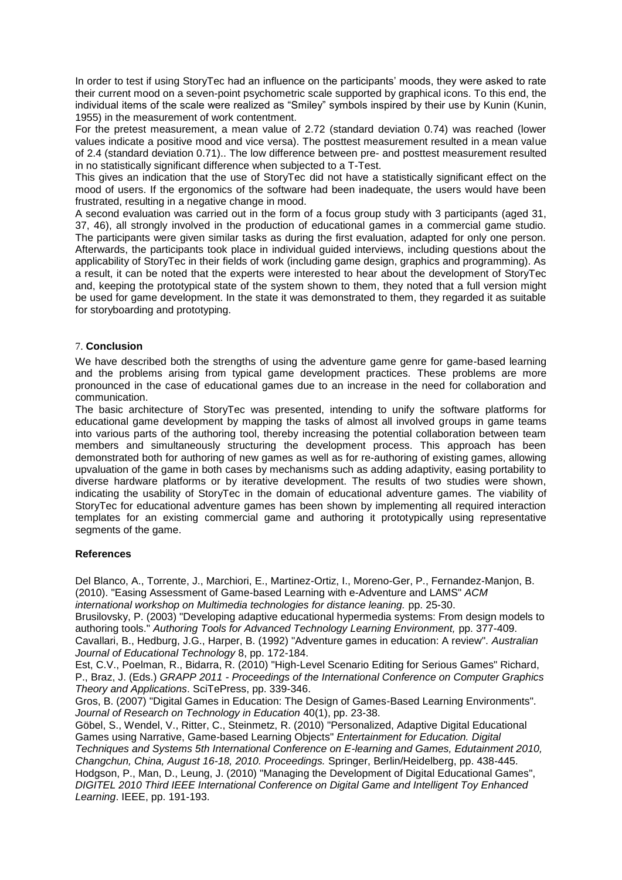In order to test if using StoryTec had an influence on the participants' moods, they were asked to rate their current mood on a seven-point psychometric scale supported by graphical icons. To this end, the individual items of the scale were realized as "Smiley" symbols inspired by their use by Kunin (Kunin, 1955) in the measurement of work contentment.

For the pretest measurement, a mean value of 2.72 (standard deviation 0.74) was reached (lower values indicate a positive mood and vice versa). The posttest measurement resulted in a mean value of 2.4 (standard deviation 0.71).. The low difference between pre- and posttest measurement resulted in no statistically significant difference when subjected to a T-Test.

This gives an indication that the use of StoryTec did not have a statistically significant effect on the mood of users. If the ergonomics of the software had been inadequate, the users would have been frustrated, resulting in a negative change in mood.

A second evaluation was carried out in the form of a focus group study with 3 participants (aged 31, 37, 46), all strongly involved in the production of educational games in a commercial game studio. The participants were given similar tasks as during the first evaluation, adapted for only one person. Afterwards, the participants took place in individual guided interviews, including questions about the applicability of StoryTec in their fields of work (including game design, graphics and programming). As a result, it can be noted that the experts were interested to hear about the development of StoryTec and, keeping the prototypical state of the system shown to them, they noted that a full version might be used for game development. In the state it was demonstrated to them, they regarded it as suitable for storyboarding and prototyping.

## 7. Conclusion

We have described both the strengths of using the adventure game genre for game-based learning and the problems arising from typical game development practices. These problems are more pronounced in the case of educational games due to an increase in the need for collaboration and communication.

The basic architecture of StoryTec was presented, intending to unify the software platforms for educational game development by mapping the tasks of almost all involved groups in game teams into various parts of the authoring tool, thereby increasing the potential collaboration between team members and simultaneously structuring the development process. This approach has been demonstrated both for authoring of new games as well as for re-authoring of existing games, allowing upvaluation of the game in both cases by mechanisms such as adding adaptivity, easing portability to diverse hardware platforms or by iterative development. The results of two studies were shown, indicating the usability of StoryTec in the domain of educational adventure games. The viability of StoryTec for educational adventure games has been shown by implementing all required interaction templates for an existing commercial game and authoring it prototypically using representative segments of the game.

## References

Del Blanco, A., Torrente, J., Marchiori, E., Martinez-Ortiz, I., Moreno-Ger, P., Fernandez-Manjon, B. (2010). "Easing Assessment of Game-based Learning with e-Adventure and LAMS" *ACM international workshop on Multimedia technologies for distance leaning.* pp. 25-30.

Brusilovsky, P. (2003) "Developing adaptive educational hypermedia systems: From design models to authoring tools." *Authoring Tools for Advanced Technology Learning Environment,* pp. 377-409.

Cavallari, B., Hedburg, J.G., Harper, B. (1992) "Adventure games in education: A review". *Australian Journal of Educational Technology* 8, pp. 172-184.

Est, C.V., Poelman, R., Bidarra, R. (2010) "High-Level Scenario Editing for Serious Games" Richard, P., Braz, J. (Eds.) *GRAPP 2011 - Proceedings of the International Conference on Computer Graphics Theory and Applications*. SciTePress, pp. 339-346.

Gros, B. (2007) "Digital Games in Education: The Design of Games-Based Learning Environments". *Journal of Research on Technology in Education* 40(1), pp. 23-38.

Göbel, S., Wendel, V., Ritter, C., Steinmetz, R. (2010) "Personalized, Adaptive Digital Educational Games using Narrative, Game-based Learning Objects" *Entertainment for Education. Digital Techniques and Systems 5th International Conference on E-learning and Games, Edutainment 2010, Changchun, China, August 16-18, 2010. Proceedings.* Springer, Berlin/Heidelberg, pp. 438-445.

Hodgson, P., Man, D., Leung, J. (2010) "Managing the Development of Digital Educational Games", *DIGITEL 2010 Third IEEE International Conference on Digital Game and Intelligent Toy Enhanced Learning*. IEEE, pp. 191-193.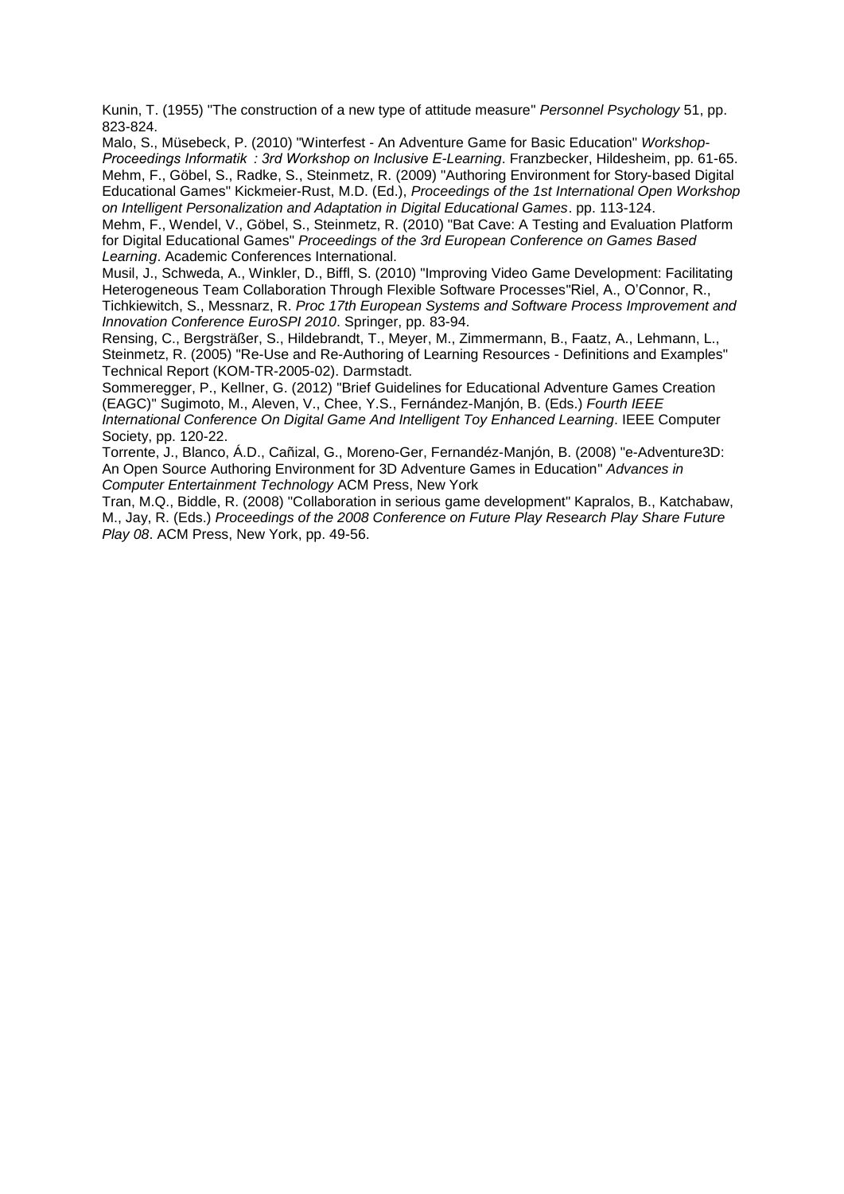Kunin, T. (1955) "The construction of a new type of attitude measure" *Personnel Psychology* 51, pp. 823-824.

Malo, S., Müsebeck, P. (2010) "Winterfest - An Adventure Game for Basic Education" *Workshop-Proceedings Informatik : 3rd Workshop on Inclusive E-Learning*. Franzbecker, Hildesheim, pp. 61-65.

Mehm, F., Göbel, S., Radke, S., Steinmetz, R. (2009) "Authoring Environment for Story-based Digital Educational Games" Kickmeier-Rust, M.D. (Ed.), *Proceedings of the 1st International Open Workshop on Intelligent Personalization and Adaptation in Digital Educational Games*. pp. 113-124.

Mehm, F., Wendel, V., Göbel, S., Steinmetz, R. (2010) "Bat Cave: A Testing and Evaluation Platform for Digital Educational Games" *Proceedings of the 3rd European Conference on Games Based Learning*. Academic Conferences International.

Musil, J., Schweda, A., Winkler, D., Biffl, S. (2010) "Improving Video Game Development: Facilitating Heterogeneous Team Collaboration Through Flexible Software Processes"Riel, A., O'Connor, R., Tichkiewitch, S., Messnarz, R. *Proc 17th European Systems and Software Process Improvement and Innovation Conference EuroSPI 2010*. Springer, pp. 83-94.

Rensing, C., Bergsträßer, S., Hildebrandt, T., Meyer, M., Zimmermann, B., Faatz, A., Lehmann, L., Steinmetz, R. (2005) "Re-Use and Re-Authoring of Learning Resources - Definitions and Examples" Technical Report (KOM-TR-2005-02). Darmstadt.

Sommeregger, P., Kellner, G. (2012) "Brief Guidelines for Educational Adventure Games Creation (EAGC)" Sugimoto, M., Aleven, V., Chee, Y.S., Fernández-Manjón, B. (Eds.) *Fourth IEEE International Conference On Digital Game And Intelligent Toy Enhanced Learning*. IEEE Computer Society, pp. 120-22.

Torrente, J., Blanco, Á.D., Cañizal, G., Moreno-Ger, Fernandéz-Manjón, B. (2008) "e-Adventure3D: An Open Source Authoring Environment for 3D Adventure Games in Education" *Advances in Computer Entertainment Technology* ACM Press, New York

Tran, M.Q., Biddle, R. (2008) "Collaboration in serious game development" Kapralos, B., Katchabaw, M., Jay, R. (Eds.) *Proceedings of the 2008 Conference on Future Play Research Play Share Future Play 08*. ACM Press, New York, pp. 49-56.